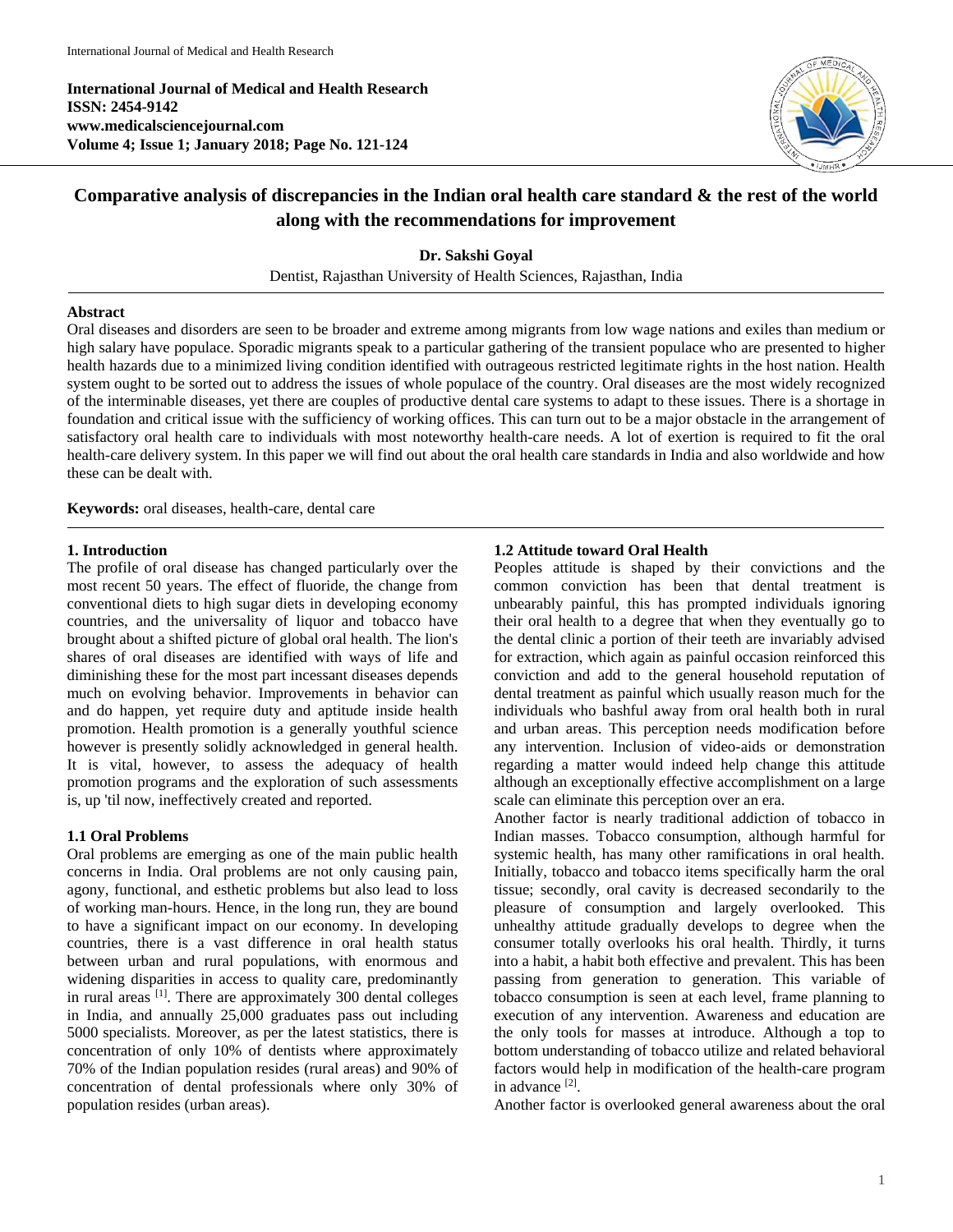# Comparative analysis of discrepancies in the Indian oral health care standard & the rest of the world along with the recommendations for improvement

**Dr. Sakshi Goyal**

Dentist, Rajasthan University of Health Sciences, Rajasthan, India

## Abstract

Oral diseases and disorders are seen to be broader and extreme among migrants from low wage nations and exiles than medium or high salary have populace. Sporadic migrants speak to a particular gathering of the transient populace who are presented to higher health hazards due to a minimized living condition identified with outrageous restricted legitimate rights in the host nation. Health system ought to be sorted out to address the issues of whole populace of the country. Oral diseases are the most widely recognized of the interminable diseases, yet there are couples of productive dental care systems to adapt to these issues. There is a shortage in foundation and critical issue with the sufficiency of working offices. This can turn out to be a major obstacle in the arrangement of satisfactory oral health care to individuals with most noteworthy health-care needs. A lot of exertion is required to fit the oral health-care delivery system. In this paper we will find out about the oral health care standards in India and also worldwide and how these can be dealt with.

**Keywords:** oral diseases, health-care, dental care

## 1. Introduction

The profile of oral disease has changed particularly over the most recent 50 years. The effect of fluoride, the change from conventional diets to high sugar diets in developing economy countries, and the universality of liquor and tobacco have brought about a shifted picture of global oral health. The lion's shares of oral diseases are identified with ways of life and diminishing these for the most part incessant diseases depends much on evolving behavior. Improvements in behavior can and do happen, yet require duty and aptitude inside health promotion. Health promotion is a generally youthful science however is presently solidly acknowledged in general health. It is vital, however, to assess the adequacy of health promotion programs and the exploration of such assessments is, up 'til now, ineffectively created and reported.

### 1.1 Oral Problems

Oral problems are emerging as one of the main public health concerns in India. Oral problems are not only causing pain, agony, functional, and esthetic problems but also lead to loss of working man-hours. Hence, in the long run, they are bound to have a significant impact on our economy. In developing countries, there is a vast difference in oral health status between urban and rural populations, with enormous and widening disparities in access to quality care, predominantly in rural areas [1]. There are approximately 300 dental colleges in India, and annually 25,000 graduates pass out including 5000 specialists. Moreover, as per the latest statistics, there is concentration of only 10% of dentists where approximately 70% of the Indian population resides (rural areas) and 90% of concentration of dental professionals where only 30% of population resides (urban areas).

### 1.2 Attitude toward Oral Health

Peoples attitude is shaped by their convictions and the common conviction has been that dental treatment is unbearably painful, this has prompted individuals ignoring their oral health to a degree that when they eventually go to the dental clinic a portion of their teeth are invariably advised for extraction, which again as painful occasion reinforced this conviction and add to the general household reputation of dental treatment as painful which usually reason much for the individuals who bashful away from oral health both in rural and urban areas. This perception needs modification before any intervention. Inclusion of video-aids or demonstration regarding a matter would indeed help change this attitude although an exceptionally effective accomplishment on a large scale can eliminate this perception over an era.

Another factor is nearly traditional addiction of tobacco in Indian masses. Tobacco consumption, although harmful for systemic health, has many other ramifications in oral health. Initially, tobacco and tobacco items specifically harm the oral tissue; secondly, oral cavity is decreased secondarily to the pleasure of consumption and largely overlooked. This unhealthy attitude gradually develops to degree when the consumer totally overlooks his oral health. Thirdly, it turns into a habit, a habit both effective and prevalent. This has been passing from generation to generation. This variable of tobacco consumption is seen at each level, frame planning to execution of any intervention. Awareness and education are the only tools for masses at introduce. Although a top to bottom understanding of tobacco utilize and related behavioral factors would help in modification of the health-care program in advance [2].

Another factor is overlooked general awareness about the oral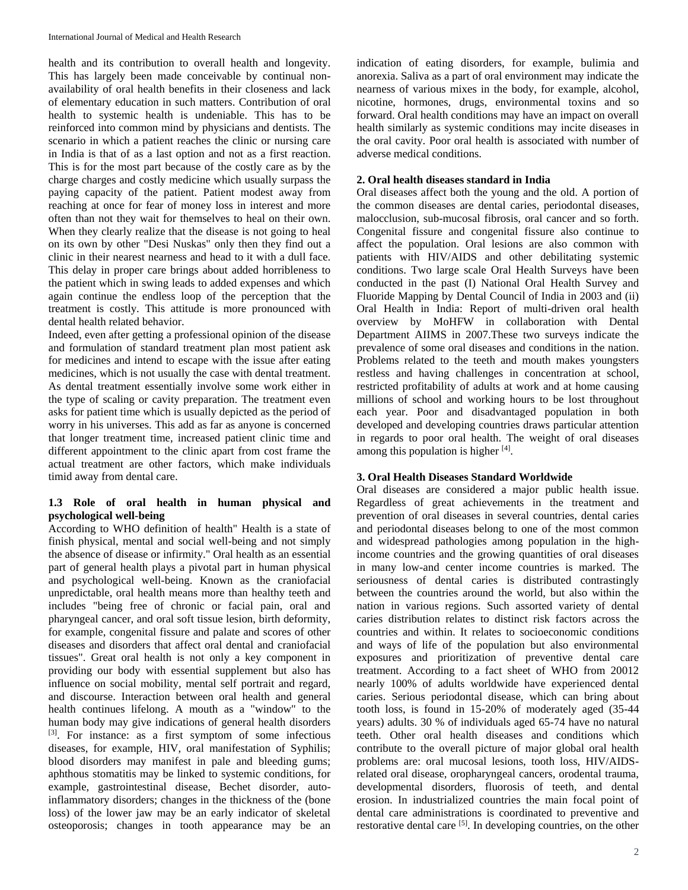health and its contribution to overall health and longevity. This has largely been made conceivable by continual non-availability of oral health benefits in their closeness and lack of elementary education in such matters. Contribution of oral health to systemic health is undeniable. This has to be reinforced into common mind by physicians and dentists. The scenario in which a patient reaches the clinic or nursing care in India is that of as a last option and not as a first reaction. This is for the most part because of the costly care as by the charge charges and costly medicine which usually surpass the paying capacity of the patient. Patient modest away from reaching at once for fear of money loss in interest and more often than not they wait for themselves to heal on their own. When they clearly realize that the disease is not going to heal on its own by other "Desi Nuskas" only then they find out a clinic in their nearest nearness and head to it with a dull face. This delay in proper care brings about added horribleness to the patient which in swing leads to added expenses and which again continue the endless loop of the perception that the treatment is costly. This attitude is more pronounced with dental health related behavior.

Indeed, even after getting a professional opinion of the disease and formulation of standard treatment plan most patient ask for medicines and intend to escape with the issue after eating medicines, which is not usually the case with dental treatment. As dental treatment essentially involve some work either in the type of scaling or cavity preparation. The treatment even asks for patient time which is usually depicted as the period of worry in his universes. This add as far as anyone is concerned that longer treatment time, increased patient clinic time and different appointment to the clinic apart from cost frame the actual treatment are other factors, which make individuals timid away from dental care.

### 1.3 Role of oral health in human physical and psychological well-being

According to WHO definition of health" Health is a state of finish physical, mental and social well-being and not simply the absence of disease or infirmity." Oral health as an essential part of general health plays a pivotal part in human physical and psychological well-being. Known as the craniofacial unpredictable, oral health means more than healthy teeth and includes "being free of chronic or facial pain, oral and pharyngeal cancer, and oral soft tissue lesion, birth deformity, for example, congenital fissure and palate and scores of other diseases and disorders that affect oral dental and craniofacial tissues". Great oral health is not only a key component in providing our body with essential supplement but also has influence on social mobility, mental self portrait and regard, and discourse. Interaction between oral health and general health continues lifelong. A mouth as a "window" to the human body may give indications of general health disorders [3]. For instance: as a first symptom of some infectious diseases, for example, HIV, oral manifestation of Syphilis; blood disorders may manifest in pale and bleeding gums; aphthous stomatitis may be linked to systemic conditions, for example, gastrointestinal disease, Bechet disorder, auto-inflammatory disorders; changes in the thickness of the (bone loss) of the lower jaw may be an early indicator of skeletal osteoporosis; changes in tooth appearance may be an indication of eating disorders, for example, bulimia and anorexia. Saliva as a part of oral environment may indicate the nearness of various mixes in the body, for example, alcohol, nicotine, hormones, drugs, environmental toxins and so forward. Oral health conditions may have an impact on overall health similarly as systemic conditions may incite diseases in the oral cavity. Poor oral health is associated with number of adverse medical conditions.

## 2. Oral health diseases standard in India

Oral diseases affect both the young and the old. A portion of the common diseases are dental caries, periodontal diseases, malocclusion, sub-mucosal fibrosis, oral cancer and so forth. Congenital fissure and congenital fissure also continue to affect the population. Oral lesions are also common with patients with HIV/AIDS and other debilitating systemic conditions. Two large scale Oral Health Surveys have been conducted in the past (I) National Oral Health Survey and Fluoride Mapping by Dental Council of India in 2003 and (ii) Oral Health in India: Report of multi-driven oral health overview by MoHFW in collaboration with Dental Department AIIMS in 2007.These two surveys indicate the prevalence of some oral diseases and conditions in the nation. Problems related to the teeth and mouth makes youngsters restless and having challenges in concentration at school, restricted profitability of adults at work and at home causing millions of school and working hours to be lost throughout each year. Poor and disadvantaged population in both developed and developing countries draws particular attention in regards to poor oral health. The weight of oral diseases among this population is higher [4].

## 3. Oral Health Diseases Standard Worldwide

Oral diseases are considered a major public health issue. Regardless of great achievements in the treatment and prevention of oral diseases in several countries, dental caries and periodontal diseases belong to one of the most common and widespread pathologies among population in the high-income countries and the growing quantities of oral diseases in many low-and center income countries is marked. The seriousness of dental caries is distributed contrastingly between the countries around the world, but also within the nation in various regions. Such assorted variety of dental caries distribution relates to distinct risk factors across the countries and within. It relates to socioeconomic conditions and ways of life of the population but also environmental exposures and prioritization of preventive dental care treatment. According to a fact sheet of WHO from 20012 nearly 100% of adults worldwide have experienced dental caries. Serious periodontal disease, which can bring about tooth loss, is found in 15-20% of moderately aged (35-44 years) adults. 30 % of individuals aged 65-74 have no natural teeth. Other oral health diseases and conditions which contribute to the overall picture of major global oral health problems are: oral mucosal lesions, tooth loss, HIV/AIDS-related oral disease, oropharyngeal cancers, orodental trauma, developmental disorders, fluorosis of teeth, and dental erosion. In industrialized countries the main focal point of dental care administrations is coordinated to preventive and restorative dental care [5]. In developing countries, on the other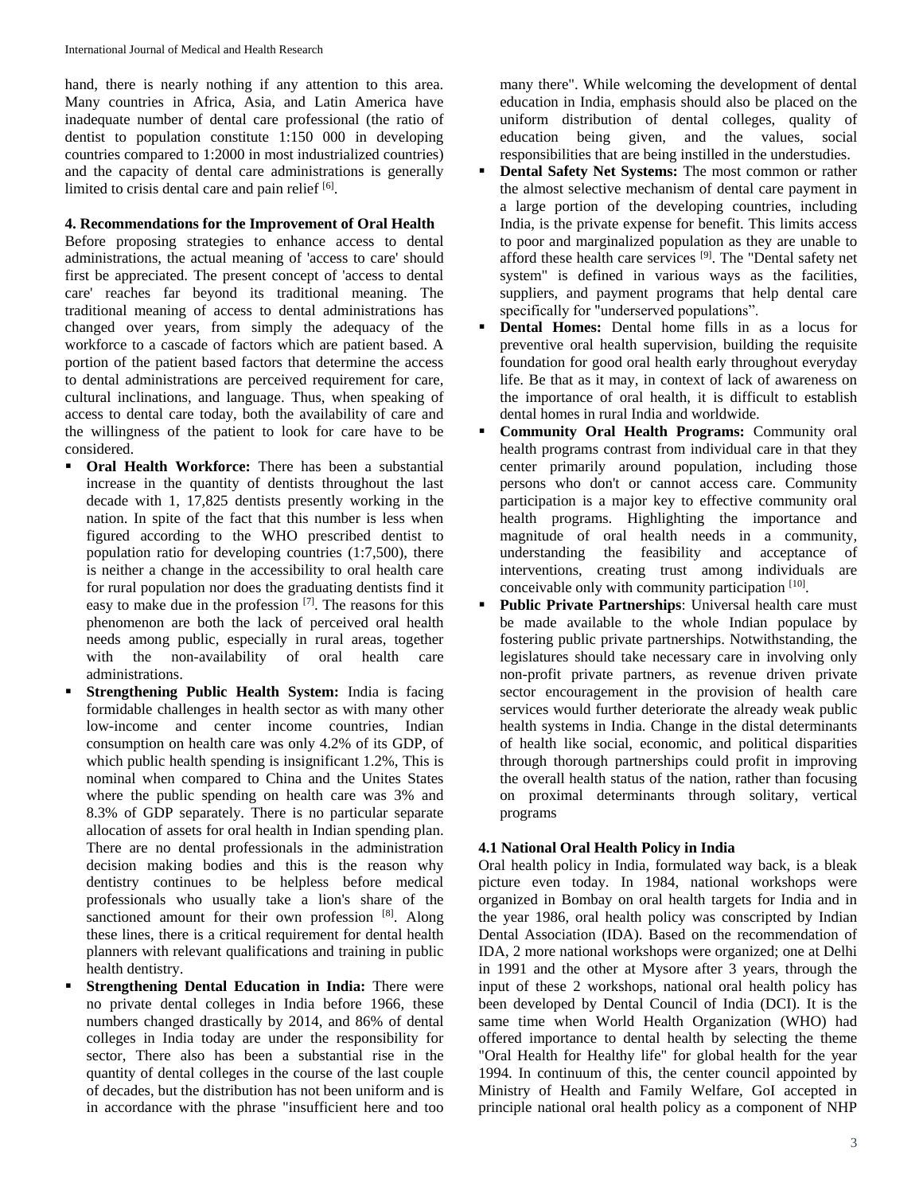hand, there is nearly nothing if any attention to this area. Many countries in Africa, Asia, and Latin America have inadequate number of dental care professional (the ratio of dentist to population constitute 1:150 000 in developing countries compared to 1:2000 in most industrialized countries) and the capacity of dental care administrations is generally limited to crisis dental care and pain relief [6].

## 4. Recommendations for the Improvement of Oral Health

Before proposing strategies to enhance access to dental administrations, the actual meaning of 'access to care' should first be appreciated. The present concept of 'access to dental care' reaches far beyond its traditional meaning. The traditional meaning of access to dental administrations has changed over years, from simply the adequacy of the workforce to a cascade of factors which are patient based. A portion of the patient based factors that determine the access to dental administrations are perceived requirement for care, cultural inclinations, and language. Thus, when speaking of access to dental care today, both the availability of care and the willingness of the patient to look for care have to be considered.

- **Oral Health Workforce:** There has been a substantial increase in the quantity of dentists throughout the last decade with 1, 17,825 dentists presently working in the nation. In spite of the fact that this number is less when figured according to the WHO prescribed dentist to population ratio for developing countries (1:7,500), there is neither a change in the accessibility to oral health care for rural population nor does the graduating dentists find it easy to make due in the profession [7]. The reasons for this phenomenon are both the lack of perceived oral health needs among public, especially in rural areas, together with the non-availability of oral health care administrations.
- **Strengthening Public Health System:** India is facing formidable challenges in health sector as with many other low-income and center income countries, Indian consumption on health care was only 4.2% of its GDP, of which public health spending is insignificant 1.2%, This is nominal when compared to China and the Unites States where the public spending on health care was 3% and 8.3% of GDP separately. There is no particular separate allocation of assets for oral health in Indian spending plan. There are no dental professionals in the administration decision making bodies and this is the reason why dentistry continues to be helpless before medical professionals who usually take a lion's share of the sanctioned amount for their own profession [8]. Along these lines, there is a critical requirement for dental health planners with relevant qualifications and training in public health dentistry.
- **Strengthening Dental Education in India:** There were no private dental colleges in India before 1966, these numbers changed drastically by 2014, and 86% of dental colleges in India today are under the responsibility for sector, There also has been a substantial rise in the quantity of dental colleges in the course of the last couple of decades, but the distribution has not been uniform and is in accordance with the phrase "insufficient here and too many there". While welcoming the development of dental education in India, emphasis should also be placed on the uniform distribution of dental colleges, quality of education being given, and the values, social responsibilities that are being instilled in the understudies.
- **Dental Safety Net Systems:** The most common or rather the almost selective mechanism of dental care payment in a large portion of the developing countries, including India, is the private expense for benefit. This limits access to poor and marginalized population as they are unable to afford these health care services [9]. The "Dental safety net system" is defined in various ways as the facilities, suppliers, and payment programs that help dental care specifically for "underserved populations".
- **Dental Homes:** Dental home fills in as a locus for preventive oral health supervision, building the requisite foundation for good oral health early throughout everyday life. Be that as it may, in context of lack of awareness on the importance of oral health, it is difficult to establish dental homes in rural India and worldwide.
- **Community Oral Health Programs:** Community oral health programs contrast from individual care in that they center primarily around population, including those persons who don't or cannot access care. Community participation is a major key to effective community oral health programs. Highlighting the importance and magnitude of oral health needs in a community, understanding the feasibility and acceptance of interventions, creating trust among individuals are conceivable only with community participation [10].
- **Public Private Partnerships**: Universal health care must be made available to the whole Indian populace by fostering public private partnerships. Notwithstanding, the legislatures should take necessary care in involving only non-profit private partners, as revenue driven private sector encouragement in the provision of health care services would further deteriorate the already weak public health systems in India. Change in the distal determinants of health like social, economic, and political disparities through thorough partnerships could profit in improving the overall health status of the nation, rather than focusing on proximal determinants through solitary, vertical programs

### 4.1 National Oral Health Policy in India

Oral health policy in India, formulated way back, is a bleak picture even today. In 1984, national workshops were organized in Bombay on oral health targets for India and in the year 1986, oral health policy was conscripted by Indian Dental Association (IDA). Based on the recommendation of IDA, 2 more national workshops were organized; one at Delhi in 1991 and the other at Mysore after 3 years, through the input of these 2 workshops, national oral health policy has been developed by Dental Council of India (DCI). It is the same time when World Health Organization (WHO) had offered importance to dental health by selecting the theme "Oral Health for Healthy life" for global health for the year 1994. In continuum of this, the center council appointed by Ministry of Health and Family Welfare, GoI accepted in principle national oral health policy as a component of NHP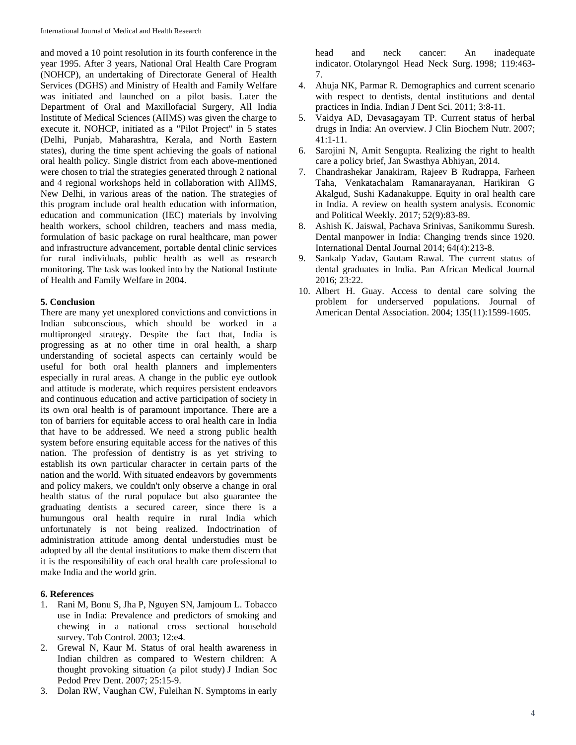and moved a 10 point resolution in its fourth conference in the year 1995. After 3 years, National Oral Health Care Program (NOHCP), an undertaking of Directorate General of Health Services (DGHS) and Ministry of Health and Family Welfare was initiated and launched on a pilot basis. Later the Department of Oral and Maxillofacial Surgery, All India Institute of Medical Sciences (AIIMS) was given the charge to execute it. NOHCP, initiated as a "Pilot Project" in 5 states (Delhi, Punjab, Maharashtra, Kerala, and North Eastern states), during the time spent achieving the goals of national oral health policy. Single district from each above-mentioned were chosen to trial the strategies generated through 2 national and 4 regional workshops held in collaboration with AIIMS, New Delhi, in various areas of the nation. The strategies of this program include oral health education with information, education and communication (IEC) materials by involving health workers, school children, teachers and mass media, formulation of basic package on rural healthcare, man power and infrastructure advancement, portable dental clinic services for rural individuals, public health as well as research monitoring. The task was looked into by the National Institute of Health and Family Welfare in 2004.

## 5. Conclusion

There are many yet unexplored convictions and convictions in Indian subconscious, which should be worked in a multipronged strategy. Despite the fact that, India is progressing as at no other time in oral health, a sharp understanding of societal aspects can certainly would be useful for both oral health planners and implementers especially in rural areas. A change in the public eye outlook and attitude is moderate, which requires persistent endeavors and continuous education and active participation of society in its own oral health is of paramount importance. There are a ton of barriers for equitable access to oral health care in India that have to be addressed. We need a strong public health system before ensuring equitable access for the natives of this nation. The profession of dentistry is as yet striving to establish its own particular character in certain parts of the nation and the world. With situated endeavors by governments and policy makers, we couldn't only observe a change in oral health status of the rural populace but also guarantee the graduating dentists a secured career, since there is a humungous oral health require in rural India which unfortunately is not being realized. Indoctrination of administration attitude among dental understudies must be adopted by all the dental institutions to make them discern that it is the responsibility of each oral health care professional to make India and the world grin.

## 6. References

1. Rani M, Bonu S, Jha P, Nguyen SN, Jamjoum L. Tobacco use in India: Prevalence and predictors of smoking and chewing in a national cross sectional household survey. Tob Control. 2003; 12:e4.
2. Grewal N, Kaur M. Status of oral health awareness in Indian children as compared to Western children: A thought provoking situation (a pilot study) J Indian Soc Pedod Prev Dent. 2007; 25:15-9.
3. Dolan RW, Vaughan CW, Fuleihan N. Symptoms in early head and neck cancer: An inadequate indicator. Otolaryngol Head Neck Surg. 1998; 119:463-7.
4. Ahuja NK, Parmar R. Demographics and current scenario with respect to dentists, dental institutions and dental practices in India. Indian J Dent Sci. 2011; 3:8-11.
5. Vaidya AD, Devasagayam TP. Current status of herbal drugs in India: An overview. J Clin Biochem Nutr. 2007; 41:1-11.
6. Sarojini N, Amit Sengupta. Realizing the right to health care a policy brief, Jan Swasthya Abhiyan, 2014.
7. Chandrashekar Janakiram, Rajeev B Rudrappa, Farheen Taha, Venkatachalam Ramanarayanan, Harikiran G Akalgud, Sushi Kadanakuppe. Equity in oral health care in India. A review on health system analysis. Economic and Political Weekly. 2017; 52(9):83-89.
8. Ashish K. Jaiswal, Pachava Srinivas, Sanikommu Suresh. Dental manpower in India: Changing trends since 1920. International Dental Journal 2014; 64(4):213-8.
9. Sankalp Yadav, Gautam Rawal. The current status of dental graduates in India. Pan African Medical Journal 2016; 23:22.
10. Albert H. Guay. Access to dental care solving the problem for underserved populations. Journal of American Dental Association. 2004; 135(11):1599-1605.